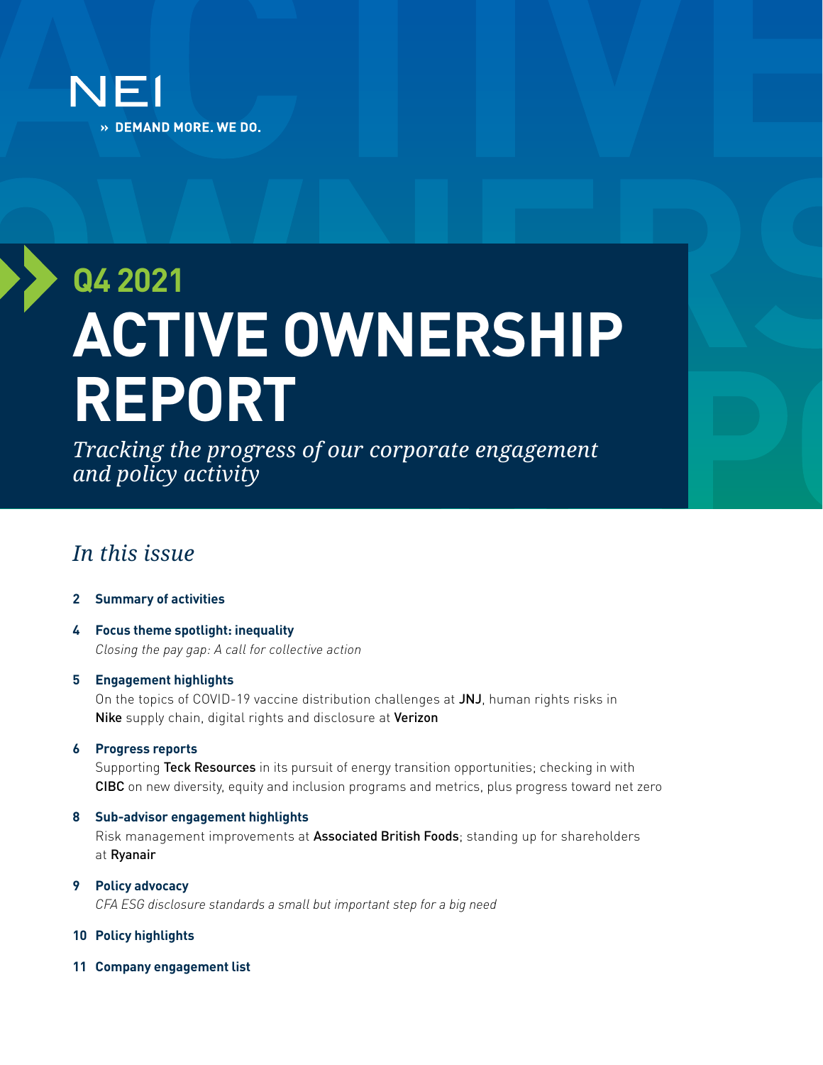NEI

» DEMAND MORE. WE DO.

# Q4 2021

# ACTIVE OWNERSHIP REPORT

*Tracking the progress of our corporate engagement and policy activity*

## *In this issue*

**2 Summary of activities**

**4 Focus theme spotlight: inequality**
*Closing the pay gap: A call for collective action*

**5 Engagement highlights**
On the topics of COVID-19 vaccine distribution challenges at JNJ, human rights risks in Nike supply chain, digital rights and disclosure at Verizon

**6 Progress reports**
Supporting Teck Resources in its pursuit of energy transition opportunities; checking in with CIBC on new diversity, equity and inclusion programs and metrics, plus progress toward net zero

**8 Sub-advisor engagement highlights**
Risk management improvements at Associated British Foods; standing up for shareholders at Ryanair

**9 Policy advocacy**
*CFA ESG disclosure standards a small but important step for a big need*

**10 Policy highlights**

**11 Company engagement list**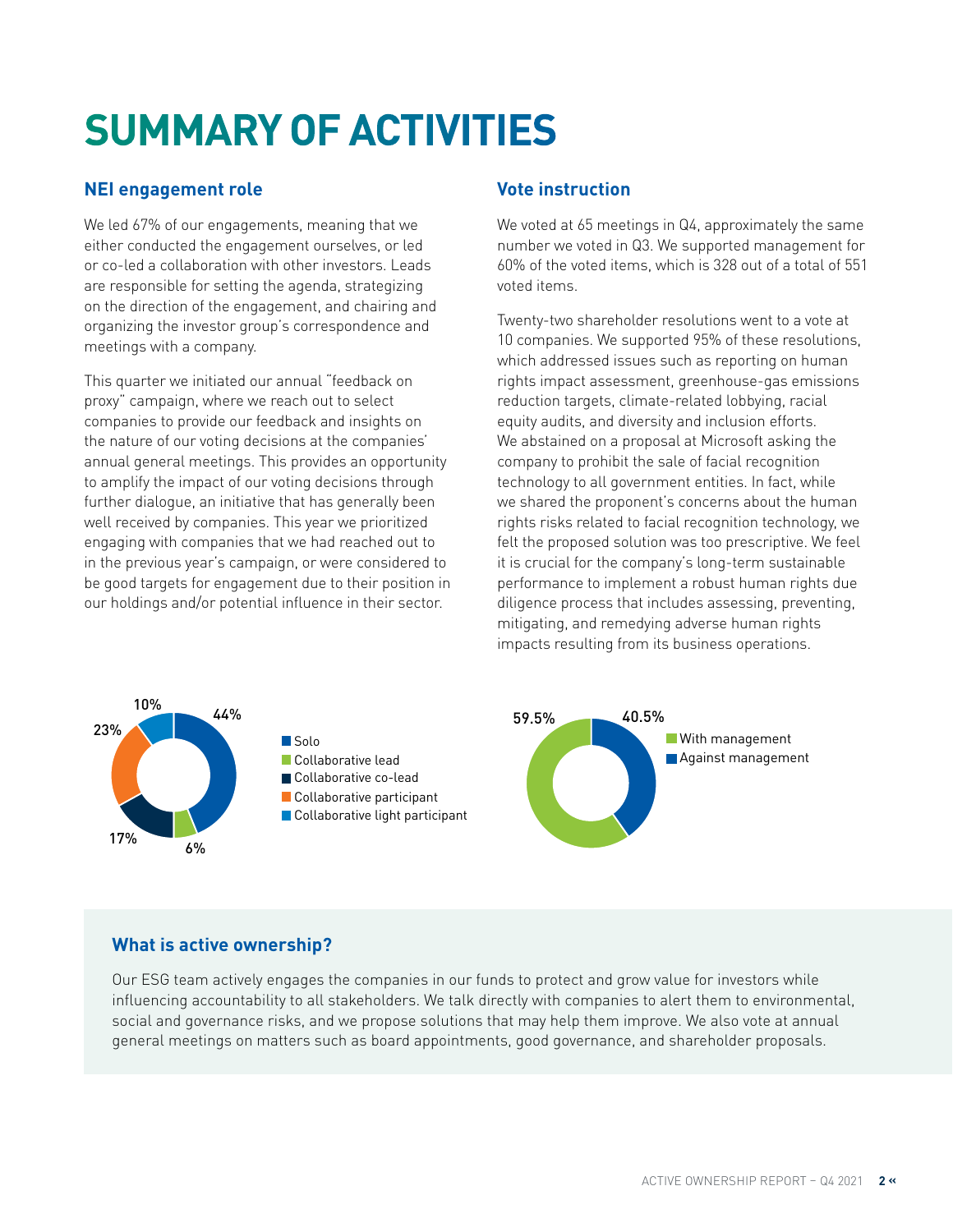# SUMMARY OF ACTIVITIES

## NEI engagement role

We led 67% of our engagements, meaning that we either conducted the engagement ourselves, or led or co-led a collaboration with other investors. Leads are responsible for setting the agenda, strategizing on the direction of the engagement, and chairing and organizing the investor group's correspondence and meetings with a company.

This quarter we initiated our annual "feedback on proxy" campaign, where we reach out to select companies to provide our feedback and insights on the nature of our voting decisions at the companies' annual general meetings. This provides an opportunity to amplify the impact of our voting decisions through further dialogue, an initiative that has generally been well received by companies. This year we prioritized engaging with companies that we had reached out to in the previous year's campaign, or were considered to be good targets for engagement due to their position in our holdings and/or potential influence in their sector.

| Engagement role | % |
|---|---|
| Solo | 44% |
| Collaborative lead | 6% |
| Collaborative co-lead | 17% |
| Collaborative participant | 23% |
| Collaborative light participant | 10% |

## Vote instruction

We voted at 65 meetings in Q4, approximately the same number we voted in Q3. We supported management for 60% of the voted items, which is 328 out of a total of 551 voted items.

Twenty-two shareholder resolutions went to a vote at 10 companies. We supported 95% of these resolutions, which addressed issues such as reporting on human rights impact assessment, greenhouse-gas emissions reduction targets, climate-related lobbying, racial equity audits, and diversity and inclusion efforts. We abstained on a proposal at Microsoft asking the company to prohibit the sale of facial recognition technology to all government entities. In fact, while we shared the proponent's concerns about the human rights risks related to facial recognition technology, we felt the proposed solution was too prescriptive. We feel it is crucial for the company's long-term sustainable performance to implement a robust human rights due diligence process that includes assessing, preventing, mitigating, and remedying adverse human rights impacts resulting from its business operations.

| Vote instruction | % |
|---|---|
| With management | 59.5% |
| Against management | 40.5% |

### What is active ownership?

Our ESG team actively engages the companies in our funds to protect and grow value for investors while influencing accountability to all stakeholders. We talk directly with companies to alert them to environmental, social and governance risks, and we propose solutions that may help them improve. We also vote at annual general meetings on matters such as board appointments, good governance, and shareholder proposals.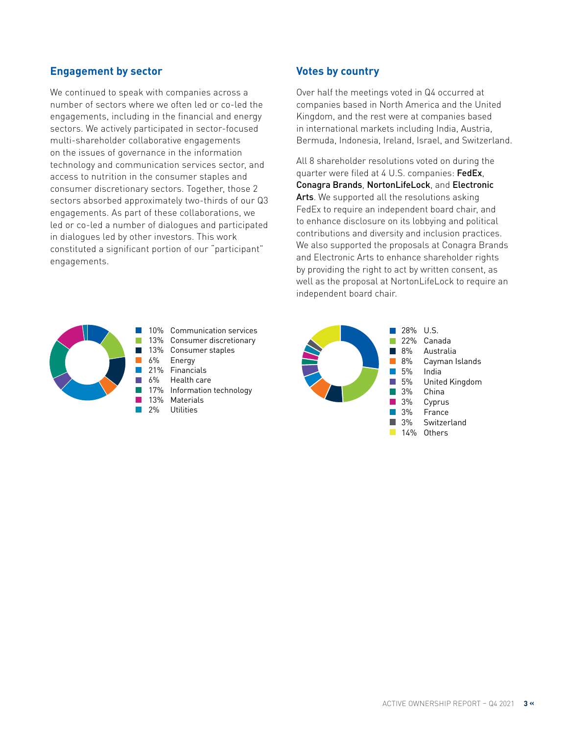## Engagement by sector

We continued to speak with companies across a number of sectors where we often led or co-led the engagements, including in the financial and energy sectors. We actively participated in sector-focused multi-shareholder collaborative engagements on the issues of governance in the information technology and communication services sector, and access to nutrition in the consumer staples and consumer discretionary sectors. Together, those 2 sectors absorbed approximately two-thirds of our Q3 engagements. As part of these collaborations, we led or co-led a number of dialogues and participated in dialogues led by other investors. This work constituted a significant portion of our "participant" engagements.

- 10% Communication services
- 13% Consumer discretionary
- 13% Consumer staples
- 6% Energy
- 21% Financials
- 6% Health care
- 17% Information technology
- 13% Materials
- 2% Utilities

## Votes by country

Over half the meetings voted in Q4 occurred at companies based in North America and the United Kingdom, and the rest were at companies based in international markets including India, Austria, Bermuda, Indonesia, Ireland, Israel, and Switzerland.

All 8 shareholder resolutions voted on during the quarter were filed at 4 U.S. companies: **FedEx**, **Conagra Brands**, **NortonLifeLock**, and **Electronic Arts**. We supported all the resolutions asking FedEx to require an independent board chair, and to enhance disclosure on its lobbying and political contributions and diversity and inclusion practices. We also supported the proposals at Conagra Brands and Electronic Arts to enhance shareholder rights by providing the right to act by written consent, as well as the proposal at NortonLifeLock to require an independent board chair.

- 28% U.S.
- 22% Canada
- 8% Australia
- 8% Cayman Islands
- 5% India
- 5% United Kingdom
- 3% China
- 3% Cyprus
- 3% France
- 3% Switzerland
- 14% Others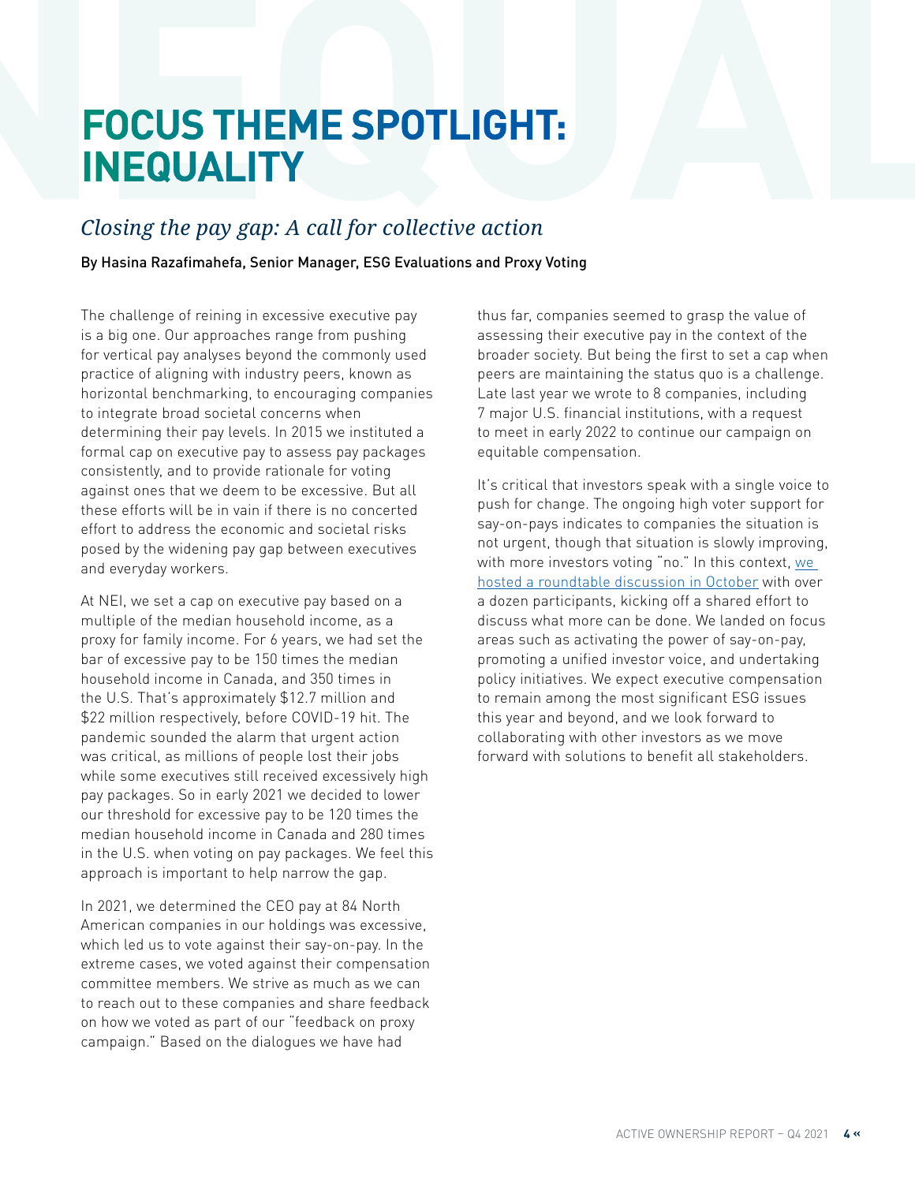# FOCUS THEME SPOTLIGHT: INEQUALITY

## *Closing the pay gap: A call for collective action*

By Hasina Razafimahefa, Senior Manager, ESG Evaluations and Proxy Voting

The challenge of reining in excessive executive pay is a big one. Our approaches range from pushing for vertical pay analyses beyond the commonly used practice of aligning with industry peers, known as horizontal benchmarking, to encouraging companies to integrate broad societal concerns when determining their pay levels. In 2015 we instituted a formal cap on executive pay to assess pay packages consistently, and to provide rationale for voting against ones that we deem to be excessive. But all these efforts will be in vain if there is no concerted effort to address the economic and societal risks posed by the widening pay gap between executives and everyday workers.

At NEI, we set a cap on executive pay based on a multiple of the median household income, as a proxy for family income. For 6 years, we had set the bar of excessive pay to be 150 times the median household income in Canada, and 350 times in the U.S. That's approximately $12.7 million and $22 million respectively, before COVID-19 hit. The pandemic sounded the alarm that urgent action was critical, as millions of people lost their jobs while some executives still received excessively high pay packages. So in early 2021 we decided to lower our threshold for excessive pay to be 120 times the median household income in Canada and 280 times in the U.S. when voting on pay packages. We feel this approach is important to help narrow the gap.

In 2021, we determined the CEO pay at 84 North American companies in our holdings was excessive, which led us to vote against their say-on-pay. In the extreme cases, we voted against their compensation committee members. We strive as much as we can to reach out to these companies and share feedback on how we voted as part of our "feedback on proxy campaign." Based on the dialogues we have had thus far, companies seemed to grasp the value of assessing their executive pay in the context of the broader society. But being the first to set a cap when peers are maintaining the status quo is a challenge. Late last year we wrote to 8 companies, including 7 major U.S. financial institutions, with a request to meet in early 2022 to continue our campaign on equitable compensation.

It's critical that investors speak with a single voice to push for change. The ongoing high voter support for say-on-pays indicates to companies the situation is not urgent, though that situation is slowly improving, with more investors voting "no." In this context, we hosted a roundtable discussion in October with over a dozen participants, kicking off a shared effort to discuss what more can be done. We landed on focus areas such as activating the power of say-on-pay, promoting a unified investor voice, and undertaking policy initiatives. We expect executive compensation to remain among the most significant ESG issues this year and beyond, and we look forward to collaborating with other investors as we move forward with solutions to benefit all stakeholders.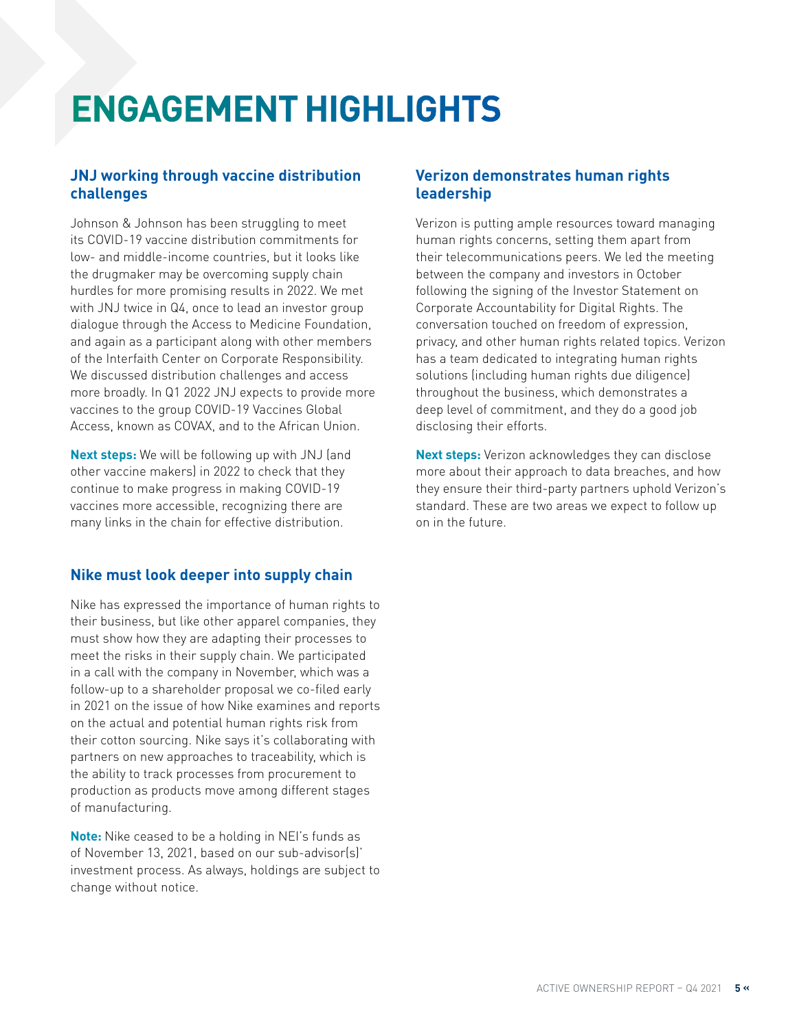# ENGAGEMENT HIGHLIGHTS

### JNJ working through vaccine distribution challenges

Johnson & Johnson has been struggling to meet its COVID-19 vaccine distribution commitments for low- and middle-income countries, but it looks like the drugmaker may be overcoming supply chain hurdles for more promising results in 2022. We met with JNJ twice in Q4, once to lead an investor group dialogue through the Access to Medicine Foundation, and again as a participant along with other members of the Interfaith Center on Corporate Responsibility. We discussed distribution challenges and access more broadly. In Q1 2022 JNJ expects to provide more vaccines to the group COVID-19 Vaccines Global Access, known as COVAX, and to the African Union.

**Next steps:** We will be following up with JNJ (and other vaccine makers) in 2022 to check that they continue to make progress in making COVID-19 vaccines more accessible, recognizing there are many links in the chain for effective distribution.

### Nike must look deeper into supply chain

Nike has expressed the importance of human rights to their business, but like other apparel companies, they must show how they are adapting their processes to meet the risks in their supply chain. We participated in a call with the company in November, which was a follow-up to a shareholder proposal we co-filed early in 2021 on the issue of how Nike examines and reports on the actual and potential human rights risk from their cotton sourcing. Nike says it's collaborating with partners on new approaches to traceability, which is the ability to track processes from procurement to production as products move among different stages of manufacturing.

**Note:** Nike ceased to be a holding in NEI's funds as of November 13, 2021, based on our sub-advisor(s)' investment process. As always, holdings are subject to change without notice.

### Verizon demonstrates human rights leadership

Verizon is putting ample resources toward managing human rights concerns, setting them apart from their telecommunications peers. We led the meeting between the company and investors in October following the signing of the Investor Statement on Corporate Accountability for Digital Rights. The conversation touched on freedom of expression, privacy, and other human rights related topics. Verizon has a team dedicated to integrating human rights solutions (including human rights due diligence) throughout the business, which demonstrates a deep level of commitment, and they do a good job disclosing their efforts.

**Next steps:** Verizon acknowledges they can disclose more about their approach to data breaches, and how they ensure their third-party partners uphold Verizon's standard. These are two areas we expect to follow up on in the future.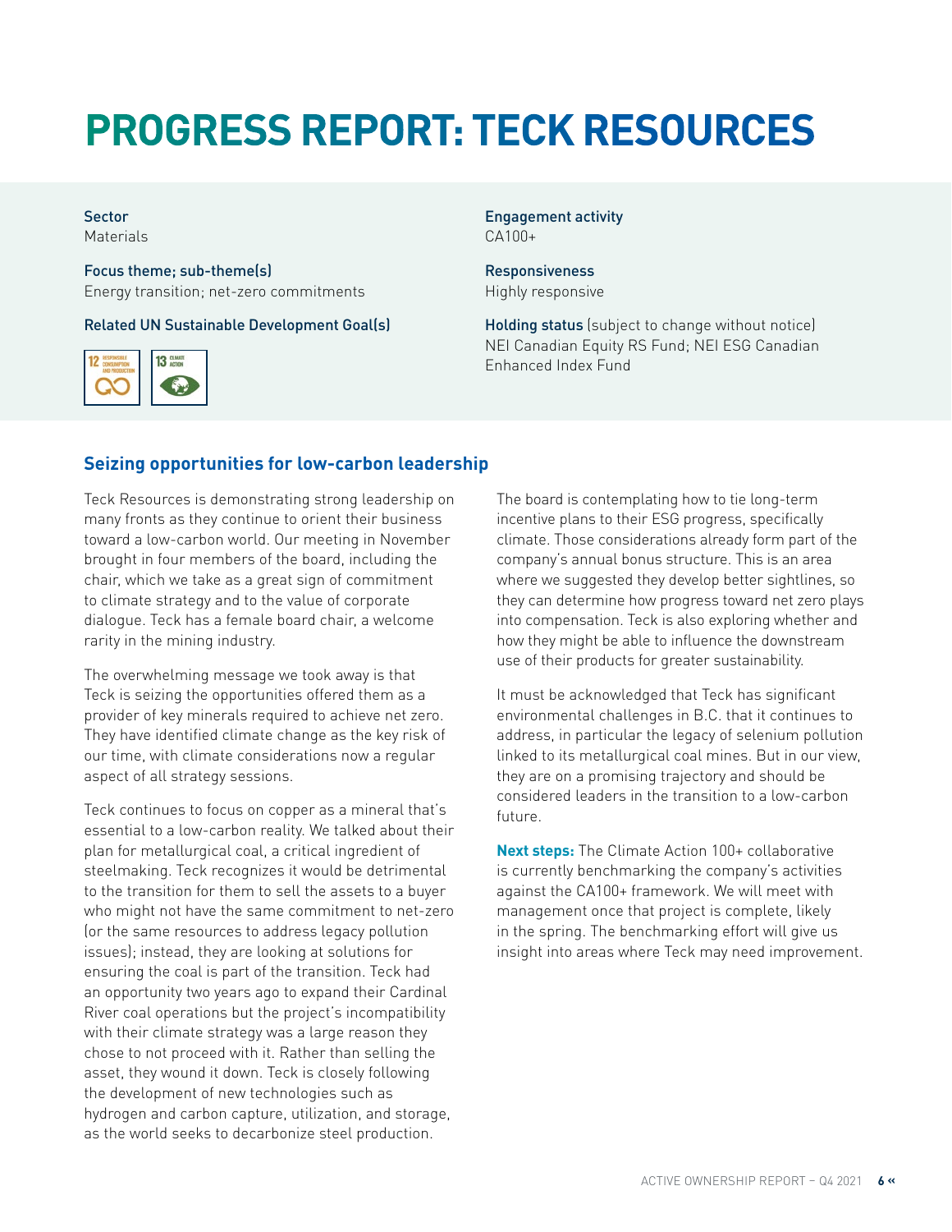# PROGRESS REPORT: TECK RESOURCES

**Sector**
Materials

**Focus theme; sub-theme(s)**
Energy transition; net-zero commitments

**Related UN Sustainable Development Goal(s)**

12 Responsible Consumption and Production
13 Climate Action

**Engagement activity**
CA100+

**Responsiveness**
Highly responsive

**Holding status** (subject to change without notice)
NEI Canadian Equity RS Fund; NEI ESG Canadian Enhanced Index Fund

## Seizing opportunities for low-carbon leadership

Teck Resources is demonstrating strong leadership on many fronts as they continue to orient their business toward a low-carbon world. Our meeting in November brought in four members of the board, including the chair, which we take as a great sign of commitment to climate strategy and to the value of corporate dialogue. Teck has a female board chair, a welcome rarity in the mining industry.

The overwhelming message we took away is that Teck is seizing the opportunities offered them as a provider of key minerals required to achieve net zero. They have identified climate change as the key risk of our time, with climate considerations now a regular aspect of all strategy sessions.

Teck continues to focus on copper as a mineral that's essential to a low-carbon reality. We talked about their plan for metallurgical coal, a critical ingredient of steelmaking. Teck recognizes it would be detrimental to the transition for them to sell the assets to a buyer who might not have the same commitment to net-zero (or the same resources to address legacy pollution issues); instead, they are looking at solutions for ensuring the coal is part of the transition. Teck had an opportunity two years ago to expand their Cardinal River coal operations but the project's incompatibility with their climate strategy was a large reason they chose to not proceed with it. Rather than selling the asset, they wound it down. Teck is closely following the development of new technologies such as hydrogen and carbon capture, utilization, and storage, as the world seeks to decarbonize steel production.

The board is contemplating how to tie long-term incentive plans to their ESG progress, specifically climate. Those considerations already form part of the company's annual bonus structure. This is an area where we suggested they develop better sightlines, so they can determine how progress toward net zero plays into compensation. Teck is also exploring whether and how they might be able to influence the downstream use of their products for greater sustainability.

It must be acknowledged that Teck has significant environmental challenges in B.C. that it continues to address, in particular the legacy of selenium pollution linked to its metallurgical coal mines. But in our view, they are on a promising trajectory and should be considered leaders in the transition to a low-carbon future.

**Next steps:** The Climate Action 100+ collaborative is currently benchmarking the company's activities against the CA100+ framework. We will meet with management once that project is complete, likely in the spring. The benchmarking effort will give us insight into areas where Teck may need improvement.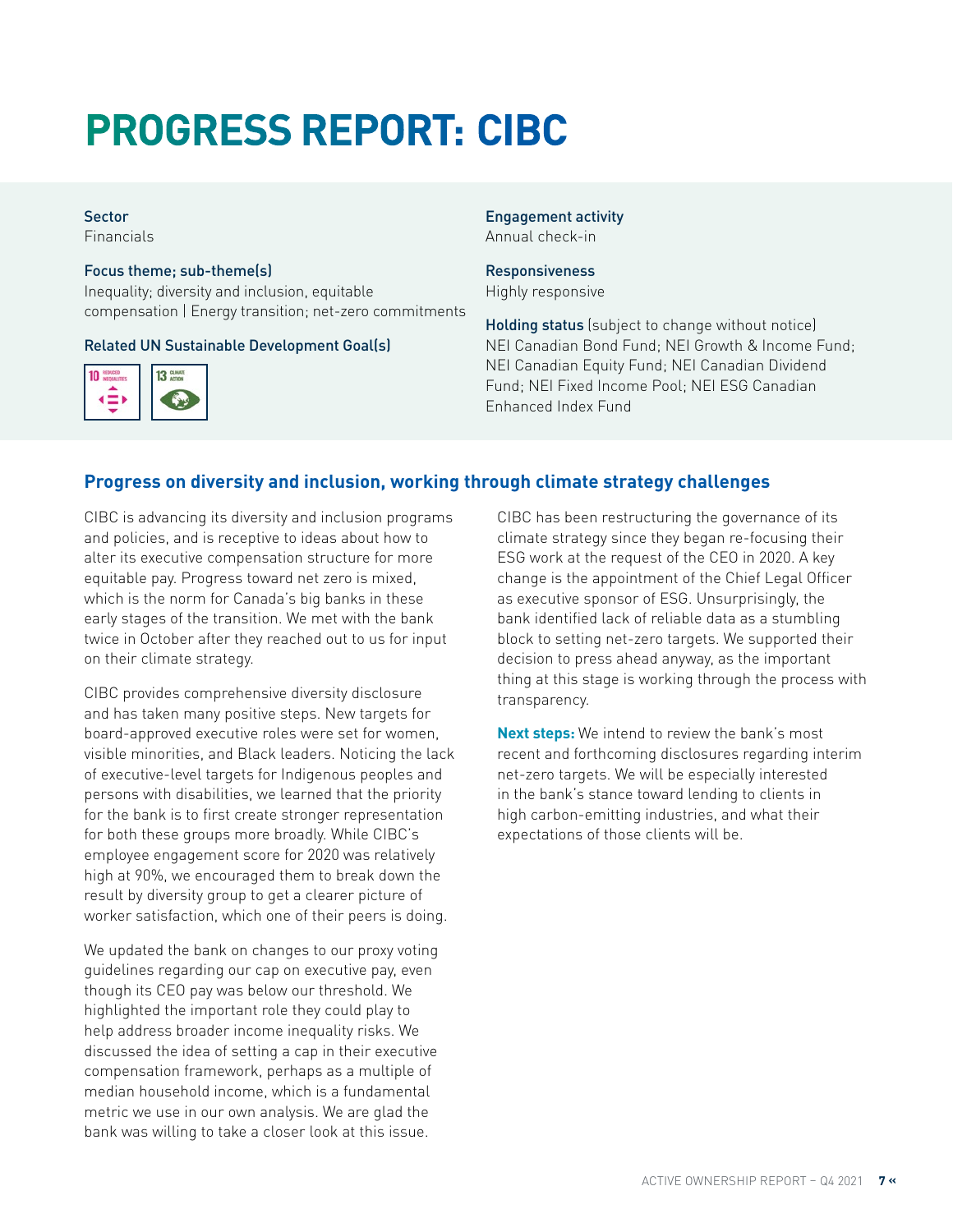# PROGRESS REPORT: CIBC

**Sector**
Financials

**Focus theme; sub-theme(s)**
Inequality; diversity and inclusion, equitable compensation | Energy transition; net-zero commitments

**Related UN Sustainable Development Goal(s)**
10 Reduced Inequalities; 13 Climate Action

**Engagement activity**
Annual check-in

**Responsiveness**
Highly responsive

**Holding status** (subject to change without notice)
NEI Canadian Bond Fund; NEI Growth & Income Fund; NEI Canadian Equity Fund; NEI Canadian Dividend Fund; NEI Fixed Income Pool; NEI ESG Canadian Enhanced Index Fund

## Progress on diversity and inclusion, working through climate strategy challenges

CIBC is advancing its diversity and inclusion programs and policies, and is receptive to ideas about how to alter its executive compensation structure for more equitable pay. Progress toward net zero is mixed, which is the norm for Canada's big banks in these early stages of the transition. We met with the bank twice in October after they reached out to us for input on their climate strategy.

CIBC provides comprehensive diversity disclosure and has taken many positive steps. New targets for board-approved executive roles were set for women, visible minorities, and Black leaders. Noticing the lack of executive-level targets for Indigenous peoples and persons with disabilities, we learned that the priority for the bank is to first create stronger representation for both these groups more broadly. While CIBC's employee engagement score for 2020 was relatively high at 90%, we encouraged them to break down the result by diversity group to get a clearer picture of worker satisfaction, which one of their peers is doing.

We updated the bank on changes to our proxy voting guidelines regarding our cap on executive pay, even though its CEO pay was below our threshold. We highlighted the important role they could play to help address broader income inequality risks. We discussed the idea of setting a cap in their executive compensation framework, perhaps as a multiple of median household income, which is a fundamental metric we use in our own analysis. We are glad the bank was willing to take a closer look at this issue.

CIBC has been restructuring the governance of its climate strategy since they began re-focusing their ESG work at the request of the CEO in 2020. A key change is the appointment of the Chief Legal Officer as executive sponsor of ESG. Unsurprisingly, the bank identified lack of reliable data as a stumbling block to setting net-zero targets. We supported their decision to press ahead anyway, as the important thing at this stage is working through the process with transparency.

**Next steps:** We intend to review the bank's most recent and forthcoming disclosures regarding interim net-zero targets. We will be especially interested in the bank's stance toward lending to clients in high carbon-emitting industries, and what their expectations of those clients will be.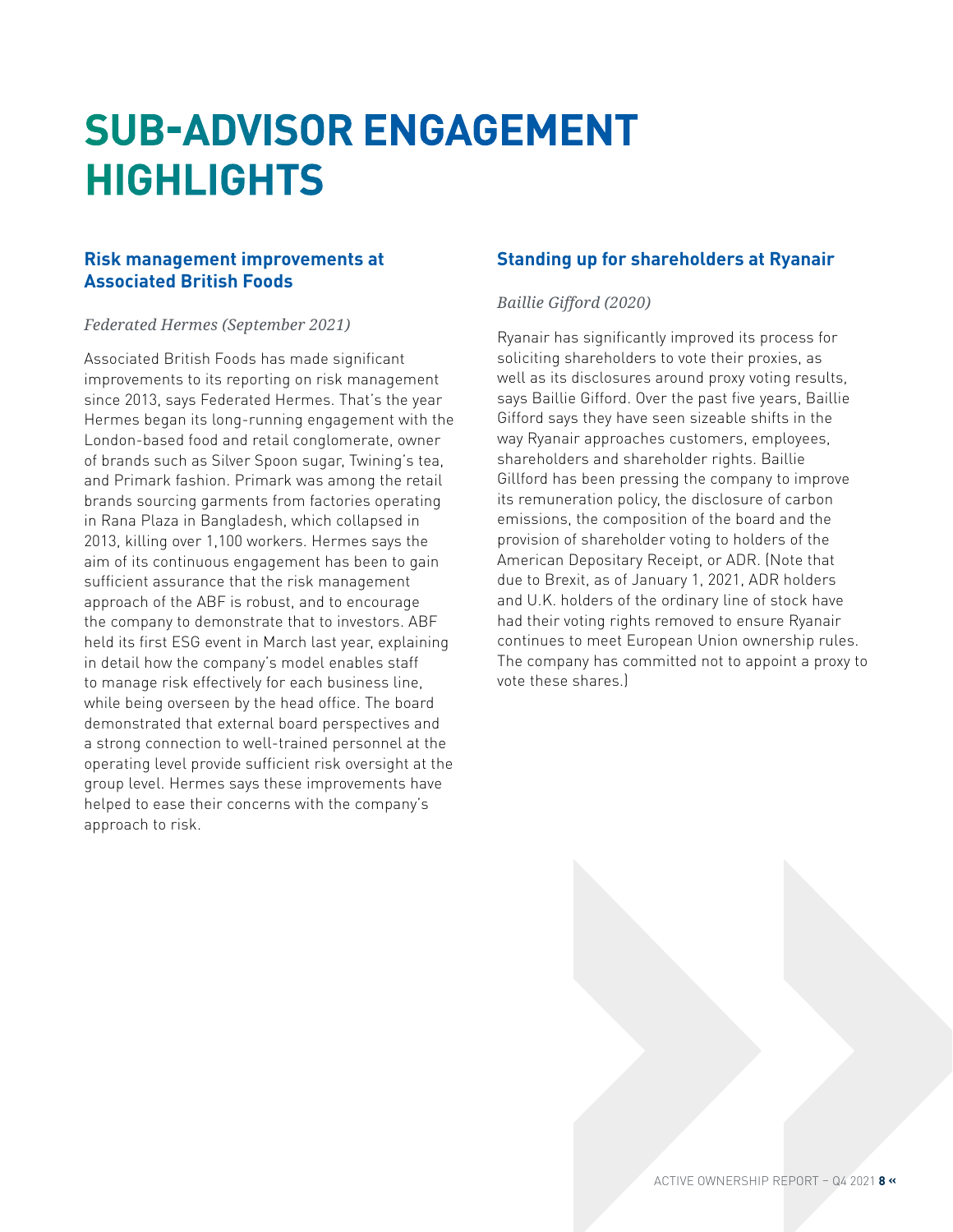# SUB-ADVISOR ENGAGEMENT HIGHLIGHTS

## Risk management improvements at Associated British Foods

*Federated Hermes (September 2021)*

Associated British Foods has made significant improvements to its reporting on risk management since 2013, says Federated Hermes. That's the year Hermes began its long-running engagement with the London-based food and retail conglomerate, owner of brands such as Silver Spoon sugar, Twining's tea, and Primark fashion. Primark was among the retail brands sourcing garments from factories operating in Rana Plaza in Bangladesh, which collapsed in 2013, killing over 1,100 workers. Hermes says the aim of its continuous engagement has been to gain sufficient assurance that the risk management approach of the ABF is robust, and to encourage the company to demonstrate that to investors. ABF held its first ESG event in March last year, explaining in detail how the company's model enables staff to manage risk effectively for each business line, while being overseen by the head office. The board demonstrated that external board perspectives and a strong connection to well-trained personnel at the operating level provide sufficient risk oversight at the group level. Hermes says these improvements have helped to ease their concerns with the company's approach to risk.

## Standing up for shareholders at Ryanair

*Baillie Gifford (2020)*

Ryanair has significantly improved its process for soliciting shareholders to vote their proxies, as well as its disclosures around proxy voting results, says Baillie Gifford. Over the past five years, Baillie Gifford says they have seen sizeable shifts in the way Ryanair approaches customers, employees, shareholders and shareholder rights. Baillie Gillford has been pressing the company to improve its remuneration policy, the disclosure of carbon emissions, the composition of the board and the provision of shareholder voting to holders of the American Depositary Receipt, or ADR. (Note that due to Brexit, as of January 1, 2021, ADR holders and U.K. holders of the ordinary line of stock have had their voting rights removed to ensure Ryanair continues to meet European Union ownership rules. The company has committed not to appoint a proxy to vote these shares.)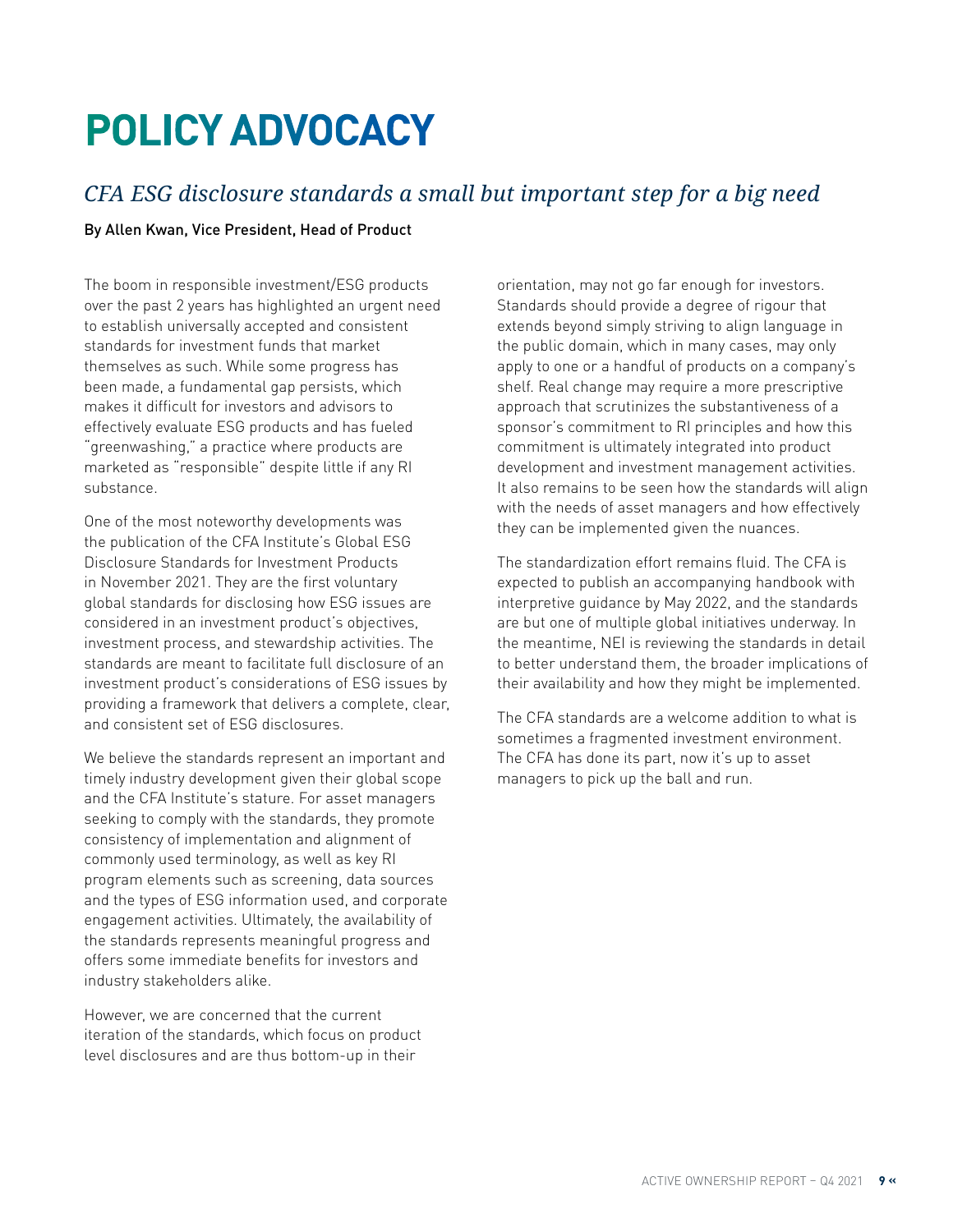# POLICY ADVOCACY

## *CFA ESG disclosure standards a small but important step for a big need*

By Allen Kwan, Vice President, Head of Product

The boom in responsible investment/ESG products over the past 2 years has highlighted an urgent need to establish universally accepted and consistent standards for investment funds that market themselves as such. While some progress has been made, a fundamental gap persists, which makes it difficult for investors and advisors to effectively evaluate ESG products and has fueled "greenwashing," a practice where products are marketed as "responsible" despite little if any RI substance.

One of the most noteworthy developments was the publication of the CFA Institute's Global ESG Disclosure Standards for Investment Products in November 2021. They are the first voluntary global standards for disclosing how ESG issues are considered in an investment product's objectives, investment process, and stewardship activities. The standards are meant to facilitate full disclosure of an investment product's considerations of ESG issues by providing a framework that delivers a complete, clear, and consistent set of ESG disclosures.

We believe the standards represent an important and timely industry development given their global scope and the CFA Institute's stature. For asset managers seeking to comply with the standards, they promote consistency of implementation and alignment of commonly used terminology, as well as key RI program elements such as screening, data sources and the types of ESG information used, and corporate engagement activities. Ultimately, the availability of the standards represents meaningful progress and offers some immediate benefits for investors and industry stakeholders alike.

However, we are concerned that the current iteration of the standards, which focus on product level disclosures and are thus bottom-up in their orientation, may not go far enough for investors. Standards should provide a degree of rigour that extends beyond simply striving to align language in the public domain, which in many cases, may only apply to one or a handful of products on a company's shelf. Real change may require a more prescriptive approach that scrutinizes the substantiveness of a sponsor's commitment to RI principles and how this commitment is ultimately integrated into product development and investment management activities. It also remains to be seen how the standards will align with the needs of asset managers and how effectively they can be implemented given the nuances.

The standardization effort remains fluid. The CFA is expected to publish an accompanying handbook with interpretive guidance by May 2022, and the standards are but one of multiple global initiatives underway. In the meantime, NEI is reviewing the standards in detail to better understand them, the broader implications of their availability and how they might be implemented.

The CFA standards are a welcome addition to what is sometimes a fragmented investment environment. The CFA has done its part, now it's up to asset managers to pick up the ball and run.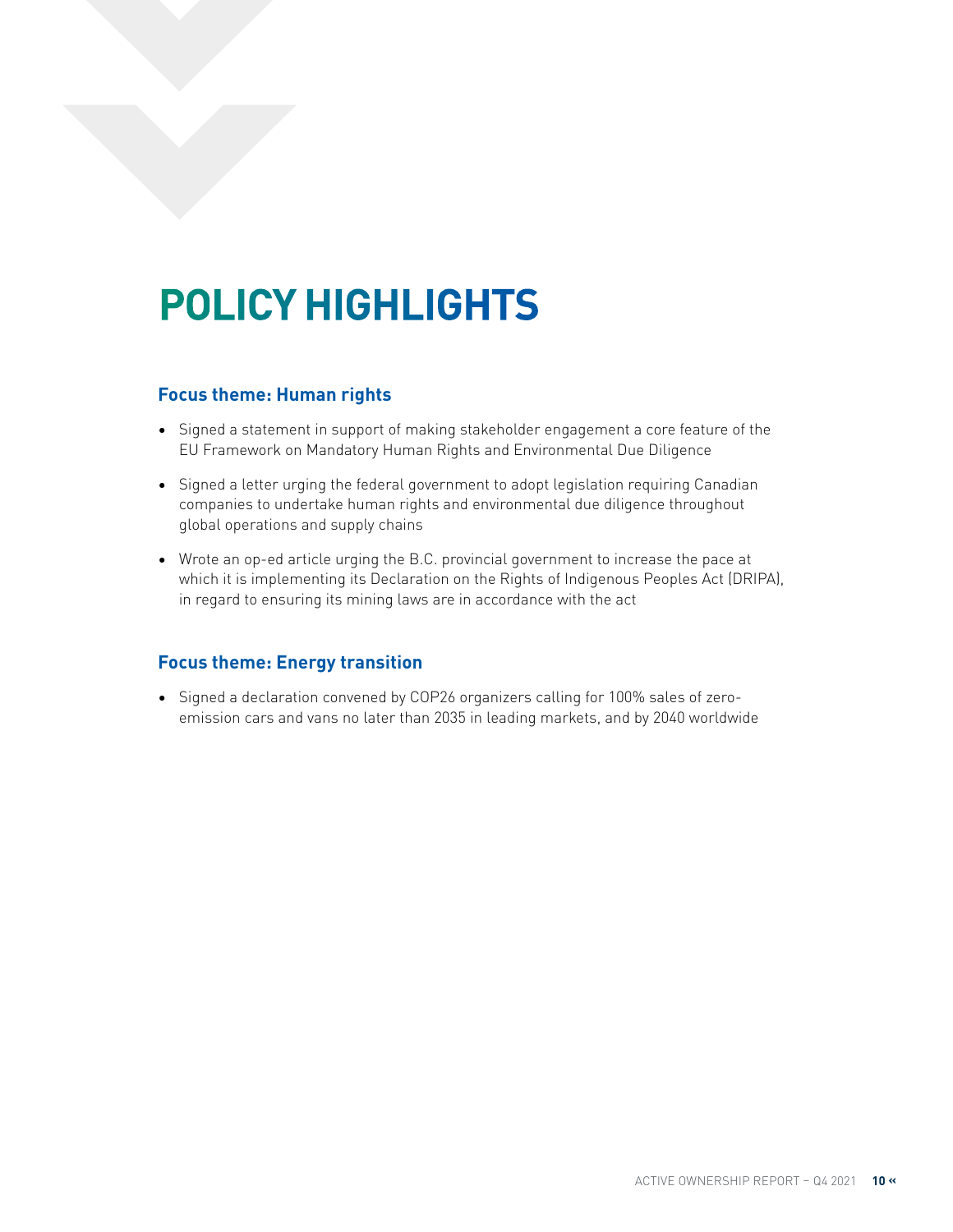# POLICY HIGHLIGHTS

## Focus theme: Human rights

- Signed a statement in support of making stakeholder engagement a core feature of the EU Framework on Mandatory Human Rights and Environmental Due Diligence
- Signed a letter urging the federal government to adopt legislation requiring Canadian companies to undertake human rights and environmental due diligence throughout global operations and supply chains
- Wrote an op-ed article urging the B.C. provincial government to increase the pace at which it is implementing its Declaration on the Rights of Indigenous Peoples Act (DRIPA), in regard to ensuring its mining laws are in accordance with the act

## Focus theme: Energy transition

- Signed a declaration convened by COP26 organizers calling for 100% sales of zero-emission cars and vans no later than 2035 in leading markets, and by 2040 worldwide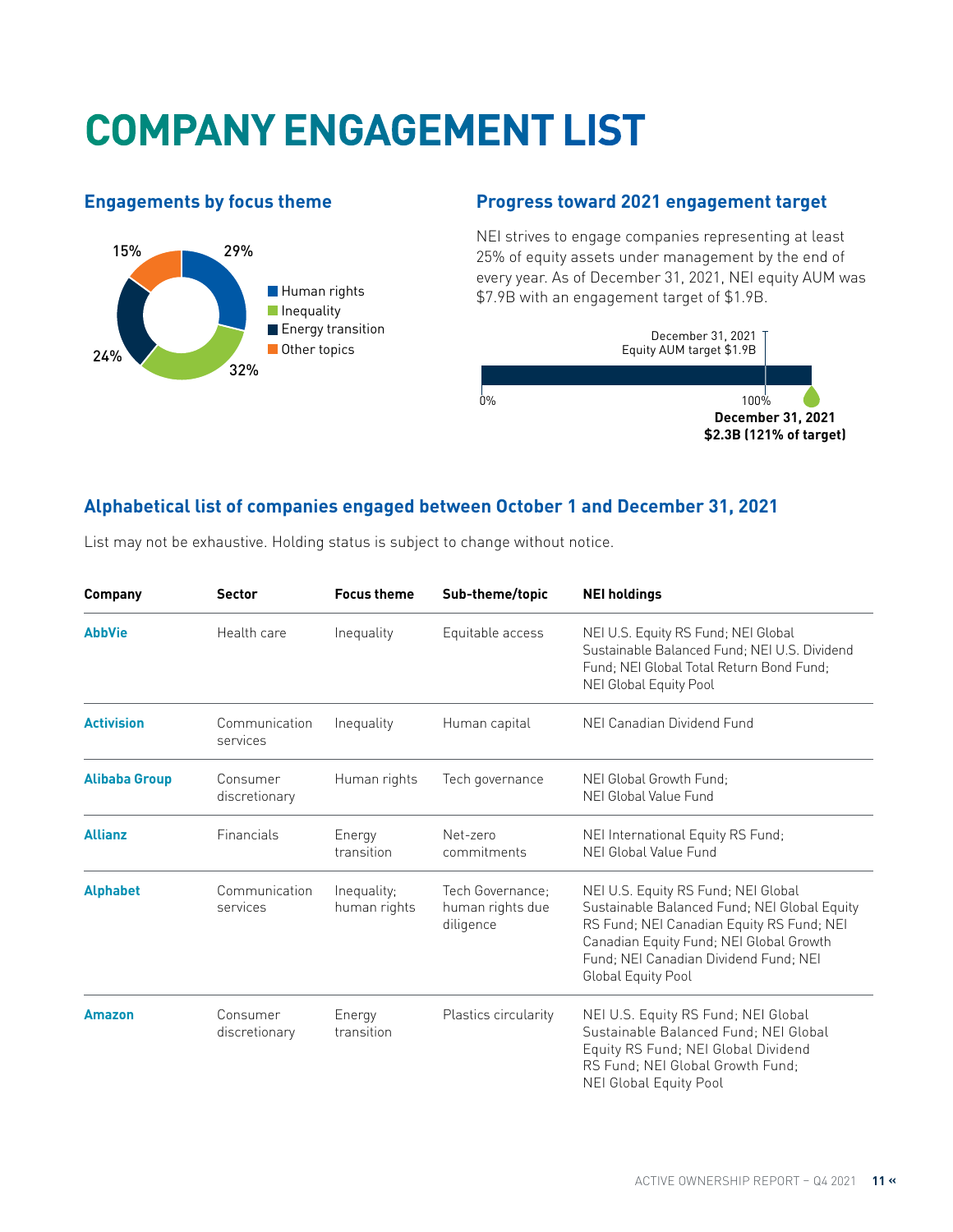# COMPANY ENGAGEMENT LIST

## Engagements by focus theme

- Human rights: 29%
- Inequality: 32%
- Energy transition: 24%
- Other topics: 15%

## Progress toward 2021 engagement target

NEI strives to engage companies representing at least 25% of equity assets under management by the end of every year. As of December 31, 2021, NEI equity AUM was $7.9B with an engagement target of $1.9B.

December 31, 2021
Equity AUM target $1.9B

0% — 100%

**December 31, 2021**
**$2.3B (121% of target)**

## Alphabetical list of companies engaged between October 1 and December 31, 2021

List may not be exhaustive. Holding status is subject to change without notice.

| Company | Sector | Focus theme | Sub-theme/topic | NEI holdings |
|---|---|---|---|---|
| **AbbVie** | Health care | Inequality | Equitable access | NEI U.S. Equity RS Fund; NEI Global Sustainable Balanced Fund; NEI U.S. Dividend Fund; NEI Global Total Return Bond Fund; NEI Global Equity Pool |
| **Activision** | Communication services | Inequality | Human capital | NEI Canadian Dividend Fund |
| **Alibaba Group** | Consumer discretionary | Human rights | Tech governance | NEI Global Growth Fund; NEI Global Value Fund |
| **Allianz** | Financials | Energy transition | Net-zero commitments | NEI International Equity RS Fund; NEI Global Value Fund |
| **Alphabet** | Communication services | Inequality; human rights | Tech Governance; human rights due diligence | NEI U.S. Equity RS Fund; NEI Global Sustainable Balanced Fund; NEI Global Equity RS Fund; NEI Canadian Equity RS Fund; NEI Canadian Equity Fund; NEI Global Growth Fund; NEI Canadian Dividend Fund; NEI Global Equity Pool |
| **Amazon** | Consumer discretionary | Energy transition | Plastics circularity | NEI U.S. Equity RS Fund; NEI Global Sustainable Balanced Fund; NEI Global Equity RS Fund; NEI Global Dividend RS Fund; NEI Global Growth Fund; NEI Global Equity Pool |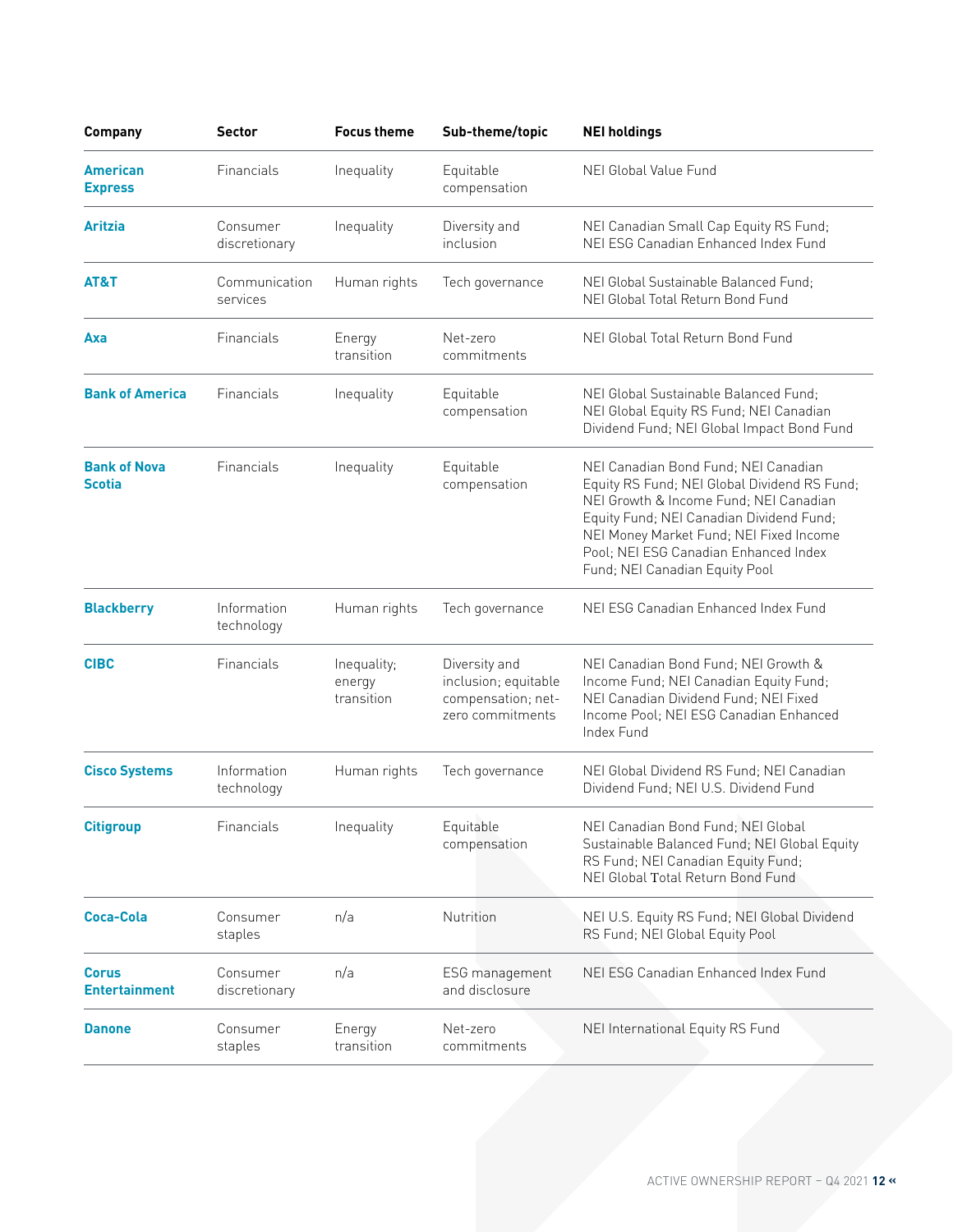| Company | Sector | Focus theme | Sub-theme/topic | NEI holdings |
|---|---|---|---|---|
| **American Express** | Financials | Inequality | Equitable compensation | NEI Global Value Fund |
| **Aritzia** | Consumer discretionary | Inequality | Diversity and inclusion | NEI Canadian Small Cap Equity RS Fund; NEI ESG Canadian Enhanced Index Fund |
| **AT&T** | Communication services | Human rights | Tech governance | NEI Global Sustainable Balanced Fund; NEI Global Total Return Bond Fund |
| **Axa** | Financials | Energy transition | Net-zero commitments | NEI Global Total Return Bond Fund |
| **Bank of America** | Financials | Inequality | Equitable compensation | NEI Global Sustainable Balanced Fund; NEI Global Equity RS Fund; NEI Canadian Dividend Fund; NEI Global Impact Bond Fund |
| **Bank of Nova Scotia** | Financials | Inequality | Equitable compensation | NEI Canadian Bond Fund; NEI Canadian Equity RS Fund; NEI Global Dividend RS Fund; NEI Growth & Income Fund; NEI Canadian Equity Fund; NEI Canadian Dividend Fund; NEI Money Market Fund; NEI Fixed Income Pool; NEI ESG Canadian Enhanced Index Fund; NEI Canadian Equity Pool |
| **Blackberry** | Information technology | Human rights | Tech governance | NEI ESG Canadian Enhanced Index Fund |
| **CIBC** | Financials | Inequality; energy transition | Diversity and inclusion; equitable compensation; net-zero commitments | NEI Canadian Bond Fund; NEI Growth & Income Fund; NEI Canadian Equity Fund; NEI Canadian Dividend Fund; NEI Fixed Income Pool; NEI ESG Canadian Enhanced Index Fund |
| **Cisco Systems** | Information technology | Human rights | Tech governance | NEI Global Dividend RS Fund; NEI Canadian Dividend Fund; NEI U.S. Dividend Fund |
| **Citigroup** | Financials | Inequality | Equitable compensation | NEI Canadian Bond Fund; NEI Global Sustainable Balanced Fund; NEI Global Equity RS Fund; NEI Canadian Equity Fund; NEI Global Total Return Bond Fund |
| **Coca-Cola** | Consumer staples | n/a | Nutrition | NEI U.S. Equity RS Fund; NEI Global Dividend RS Fund; NEI Global Equity Pool |
| **Corus Entertainment** | Consumer discretionary | n/a | ESG management and disclosure | NEI ESG Canadian Enhanced Index Fund |
| **Danone** | Consumer staples | Energy transition | Net-zero commitments | NEI International Equity RS Fund |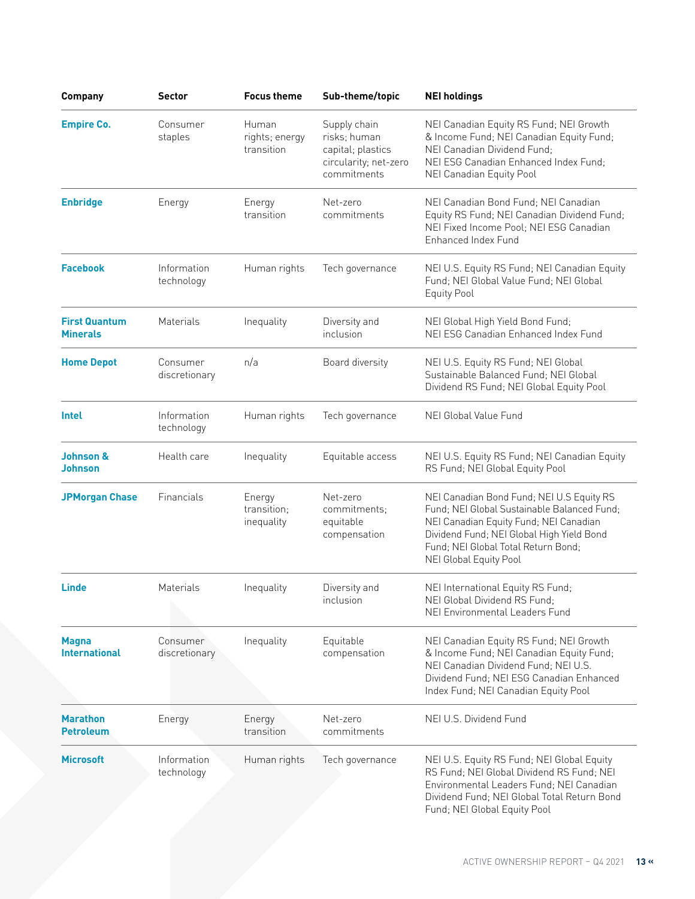| Company | Sector | Focus theme | Sub-theme/topic | NEI holdings |
|---|---|---|---|---|
| **Empire Co.** | Consumer staples | Human rights; energy transition | Supply chain risks; human capital; plastics circularity; net-zero commitments | NEI Canadian Equity RS Fund; NEI Growth & Income Fund; NEI Canadian Equity Fund; NEI Canadian Dividend Fund; NEI ESG Canadian Enhanced Index Fund; NEI Canadian Equity Pool |
| **Enbridge** | Energy | Energy transition | Net-zero commitments | NEI Canadian Bond Fund; NEI Canadian Equity RS Fund; NEI Canadian Dividend Fund; NEI Fixed Income Pool; NEI ESG Canadian Enhanced Index Fund |
| **Facebook** | Information technology | Human rights | Tech governance | NEI U.S. Equity RS Fund; NEI Canadian Equity Fund; NEI Global Value Fund; NEI Global Equity Pool |
| **First Quantum Minerals** | Materials | Inequality | Diversity and inclusion | NEI Global High Yield Bond Fund; NEI ESG Canadian Enhanced Index Fund |
| **Home Depot** | Consumer discretionary | n/a | Board diversity | NEI U.S. Equity RS Fund; NEI Global Sustainable Balanced Fund; NEI Global Dividend RS Fund; NEI Global Equity Pool |
| **Intel** | Information technology | Human rights | Tech governance | NEI Global Value Fund |
| **Johnson & Johnson** | Health care | Inequality | Equitable access | NEI U.S. Equity RS Fund; NEI Canadian Equity RS Fund; NEI Global Equity Pool |
| **JPMorgan Chase** | Financials | Energy transition; inequality | Net-zero commitments; equitable compensation | NEI Canadian Bond Fund; NEI U.S Equity RS Fund; NEI Global Sustainable Balanced Fund; NEI Canadian Equity Fund; NEI Canadian Dividend Fund; NEI Global High Yield Bond Fund; NEI Global Total Return Bond; NEI Global Equity Pool |
| **Linde** | Materials | Inequality | Diversity and inclusion | NEI International Equity RS Fund; NEI Global Dividend RS Fund; NEI Environmental Leaders Fund |
| **Magna International** | Consumer discretionary | Inequality | Equitable compensation | NEI Canadian Equity RS Fund; NEI Growth & Income Fund; NEI Canadian Equity Fund; NEI Canadian Dividend Fund; NEI U.S. Dividend Fund; NEI ESG Canadian Enhanced Index Fund; NEI Canadian Equity Pool |
| **Marathon Petroleum** | Energy | Energy transition | Net-zero commitments | NEI U.S. Dividend Fund |
| **Microsoft** | Information technology | Human rights | Tech governance | NEI U.S. Equity RS Fund; NEI Global Equity RS Fund; NEI Global Dividend RS Fund; NEI Environmental Leaders Fund; NEI Canadian Dividend Fund; NEI Global Total Return Bond Fund; NEI Global Equity Pool |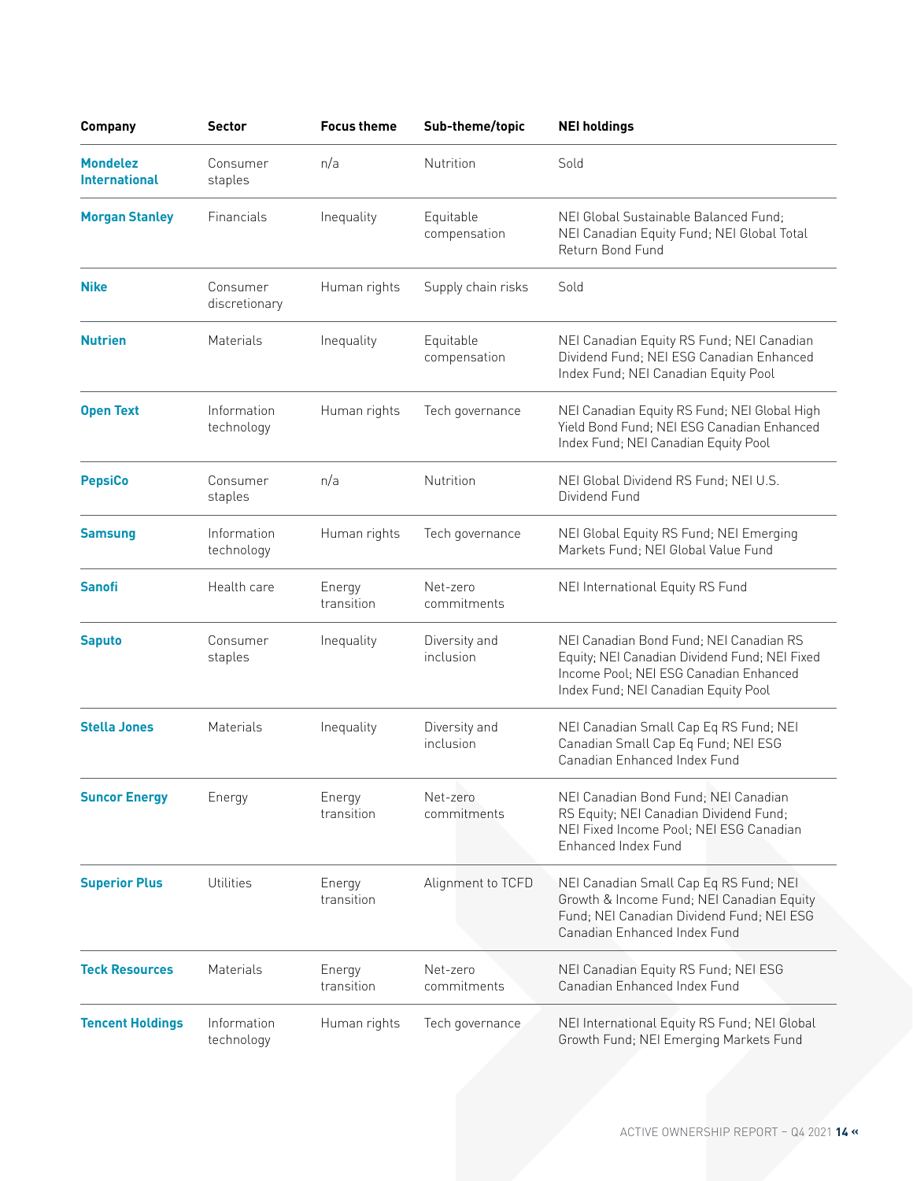| Company | Sector | Focus theme | Sub-theme/topic | NEI holdings |
|---|---|---|---|---|
| **Mondelez International** | Consumer staples | n/a | Nutrition | Sold |
| **Morgan Stanley** | Financials | Inequality | Equitable compensation | NEI Global Sustainable Balanced Fund; NEI Canadian Equity Fund; NEI Global Total Return Bond Fund |
| **Nike** | Consumer discretionary | Human rights | Supply chain risks | Sold |
| **Nutrien** | Materials | Inequality | Equitable compensation | NEI Canadian Equity RS Fund; NEI Canadian Dividend Fund; NEI ESG Canadian Enhanced Index Fund; NEI Canadian Equity Pool |
| **Open Text** | Information technology | Human rights | Tech governance | NEI Canadian Equity RS Fund; NEI Global High Yield Bond Fund; NEI ESG Canadian Enhanced Index Fund; NEI Canadian Equity Pool |
| **PepsiCo** | Consumer staples | n/a | Nutrition | NEI Global Dividend RS Fund; NEI U.S. Dividend Fund |
| **Samsung** | Information technology | Human rights | Tech governance | NEI Global Equity RS Fund; NEI Emerging Markets Fund; NEI Global Value Fund |
| **Sanofi** | Health care | Energy transition | Net-zero commitments | NEI International Equity RS Fund |
| **Saputo** | Consumer staples | Inequality | Diversity and inclusion | NEI Canadian Bond Fund; NEI Canadian RS Equity; NEI Canadian Dividend Fund; NEI Fixed Income Pool; NEI ESG Canadian Enhanced Index Fund; NEI Canadian Equity Pool |
| **Stella Jones** | Materials | Inequality | Diversity and inclusion | NEI Canadian Small Cap Eq RS Fund; NEI Canadian Small Cap Eq Fund; NEI ESG Canadian Enhanced Index Fund |
| **Suncor Energy** | Energy | Energy transition | Net-zero commitments | NEI Canadian Bond Fund; NEI Canadian RS Equity; NEI Canadian Dividend Fund; NEI Fixed Income Pool; NEI ESG Canadian Enhanced Index Fund |
| **Superior Plus** | Utilities | Energy transition | Alignment to TCFD | NEI Canadian Small Cap Eq RS Fund; NEI Growth & Income Fund; NEI Canadian Equity Fund; NEI Canadian Dividend Fund; NEI ESG Canadian Enhanced Index Fund |
| **Teck Resources** | Materials | Energy transition | Net-zero commitments | NEI Canadian Equity RS Fund; NEI ESG Canadian Enhanced Index Fund |
| **Tencent Holdings** | Information technology | Human rights | Tech governance | NEI International Equity RS Fund; NEI Global Growth Fund; NEI Emerging Markets Fund |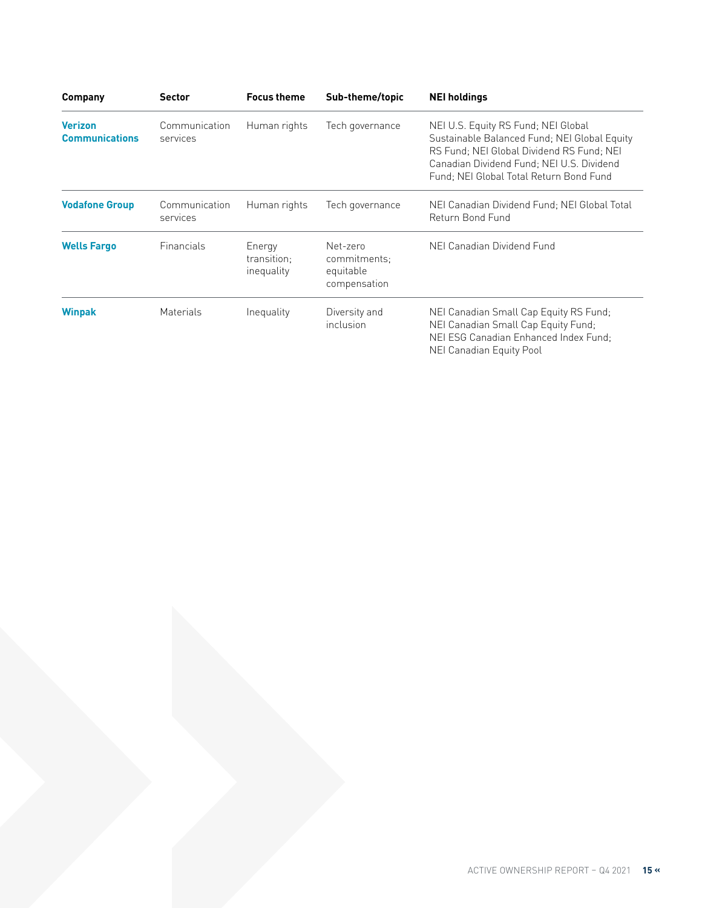| Company | Sector | Focus theme | Sub-theme/topic | NEI holdings |
|---|---|---|---|---|
| **Verizon Communications** | Communication services | Human rights | Tech governance | NEI U.S. Equity RS Fund; NEI Global Sustainable Balanced Fund; NEI Global Equity RS Fund; NEI Global Dividend RS Fund; NEI Canadian Dividend Fund; NEI U.S. Dividend Fund; NEI Global Total Return Bond Fund |
| **Vodafone Group** | Communication services | Human rights | Tech governance | NEI Canadian Dividend Fund; NEI Global Total Return Bond Fund |
| **Wells Fargo** | Financials | Energy transition; inequality | Net-zero commitments; equitable compensation | NEI Canadian Dividend Fund |
| **Winpak** | Materials | Inequality | Diversity and inclusion | NEI Canadian Small Cap Equity RS Fund; NEI Canadian Small Cap Equity Fund; NEI ESG Canadian Enhanced Index Fund; NEI Canadian Equity Pool |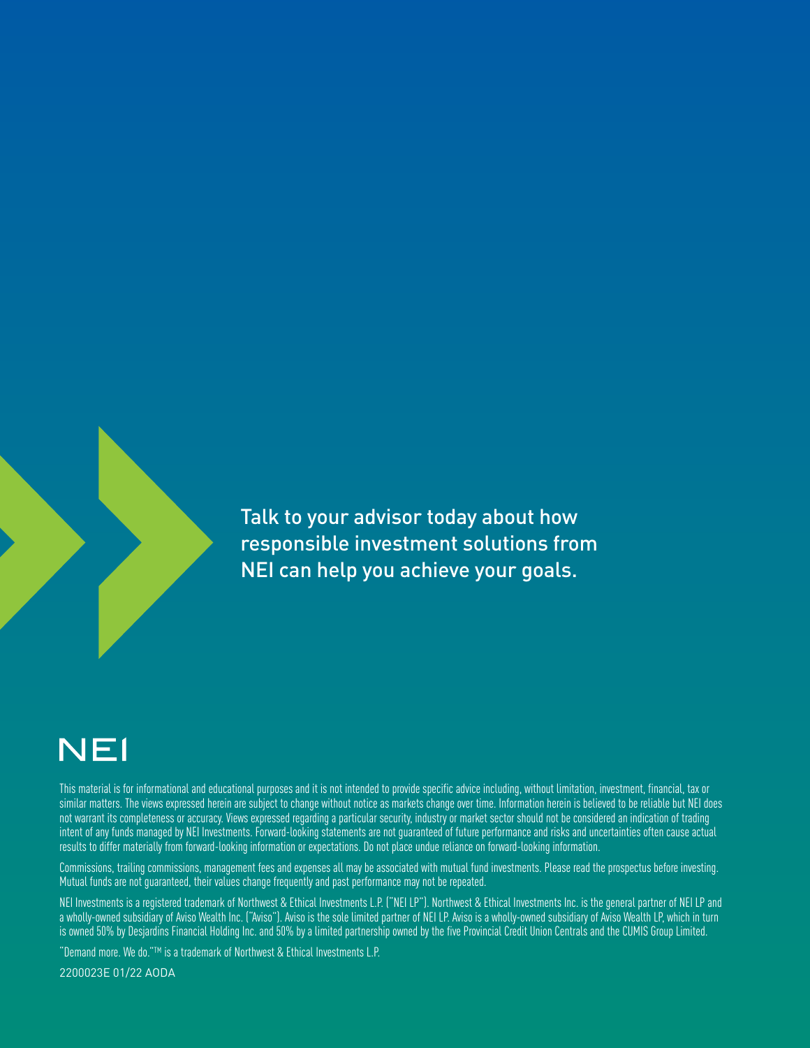Talk to your advisor today about how responsible investment solutions from NEI can help you achieve your goals.

NEI

This material is for informational and educational purposes and it is not intended to provide specific advice including, without limitation, investment, financial, tax or similar matters. The views expressed herein are subject to change without notice as markets change over time. Information herein is believed to be reliable but NEI does not warrant its completeness or accuracy. Views expressed regarding a particular security, industry or market sector should not be considered an indication of trading intent of any funds managed by NEI Investments. Forward-looking statements are not guaranteed of future performance and risks and uncertainties often cause actual results to differ materially from forward-looking information or expectations. Do not place undue reliance on forward-looking information.

Commissions, trailing commissions, management fees and expenses all may be associated with mutual fund investments. Please read the prospectus before investing. Mutual funds are not guaranteed, their values change frequently and past performance may not be repeated.

NEI Investments is a registered trademark of Northwest & Ethical Investments L.P. ("NEI LP"). Northwest & Ethical Investments Inc. is the general partner of NEI LP and a wholly-owned subsidiary of Aviso Wealth Inc. ("Aviso"). Aviso is the sole limited partner of NEI LP. Aviso is a wholly-owned subsidiary of Aviso Wealth LP, which in turn is owned 50% by Desjardins Financial Holding Inc. and 50% by a limited partnership owned by the five Provincial Credit Union Centrals and the CUMIS Group Limited.

"Demand more. We do."™ is a trademark of Northwest & Ethical Investments L.P.

2200023E 01/22 AODA